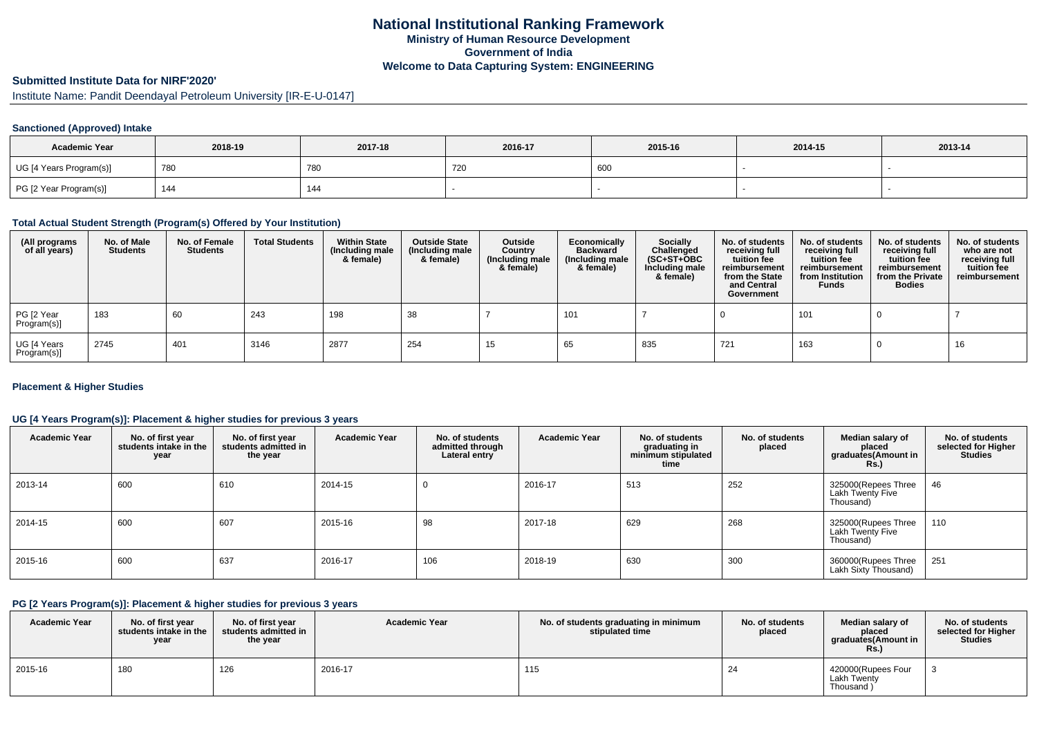# National Institutional Ranking Framework

**Ministry of Human Resource Development**

**Government of India**

**Welcome to Data Capturing System: ENGINEERING**

## Submitted Institute Data for NIRF'2020'

Institute Name: Pandit Deendayal Petroleum University [IR-E-U-0147]

### Sanctioned (Approved) Intake

| Academic Year | 2018-19 | 2017-18 | 2016-17 | 2015-16 | 2014-15 | 2013-14 |
|---|---|---|---|---|---|---|
| UG [4 Years Program(s)] | 780 | 780 | 720 | 600 | - | - |
| PG [2 Year Program(s)] | 144 | 144 | - | - | - | - |

### Total Actual Student Strength (Program(s) Offered by Your Institution)

| (All programs of all years) | No. of Male Students | No. of Female Students | Total Students | Within State (Including male & female) | Outside State (Including male & female) | Outside Country (Including male & female) | Economically Backward (Including male & female) | Socially Challenged (SC+ST+OBC Including male & female) | No. of students receiving full tuition fee reimbursement from the State and Central Government | No. of students receiving full tuition fee reimbursement from Institution Funds | No. of students receiving full tuition fee reimbursement from the Private Bodies | No. of students who are not receiving full tuition fee reimbursement |
|---|---|---|---|---|---|---|---|---|---|---|---|---|
| PG [2 Year Program(s)] | 183 | 60 | 243 | 198 | 38 | 7 | 101 | 7 | 0 | 101 | 0 | 7 |
| UG [4 Years Program(s)] | 2745 | 401 | 3146 | 2877 | 254 | 15 | 65 | 835 | 721 | 163 | 0 | 16 |

### Placement & Higher Studies

#### UG [4 Years Program(s)]: Placement & higher studies for previous 3 years

| Academic Year | No. of first year students intake in the year | No. of first year students admitted in the year | Academic Year | No. of students admitted through Lateral entry | Academic Year | No. of students graduating in minimum stipulated time | No. of students placed | Median salary of placed graduates(Amount in Rs.) | No. of students selected for Higher Studies |
|---|---|---|---|---|---|---|---|---|---|
| 2013-14 | 600 | 610 | 2014-15 | 0 | 2016-17 | 513 | 252 | 325000(Repees Three Lakh Twenty Five Thousand) | 46 |
| 2014-15 | 600 | 607 | 2015-16 | 98 | 2017-18 | 629 | 268 | 325000(Rupees Three Lakh Twenty Five Thousand) | 110 |
| 2015-16 | 600 | 637 | 2016-17 | 106 | 2018-19 | 630 | 300 | 360000(Rupees Three Lakh Sixty Thousand) | 251 |

#### PG [2 Years Program(s)]: Placement & higher studies for previous 3 years

| Academic Year | No. of first year students intake in the year | No. of first year students admitted in the year | Academic Year | No. of students graduating in minimum stipulated time | No. of students placed | Median salary of placed graduates(Amount in Rs.) | No. of students selected for Higher Studies |
|---|---|---|---|---|---|---|---|
| 2015-16 | 180 | 126 | 2016-17 | 115 | 24 | 420000(Rupees Four Lakh Twenty Thousand ) | 3 |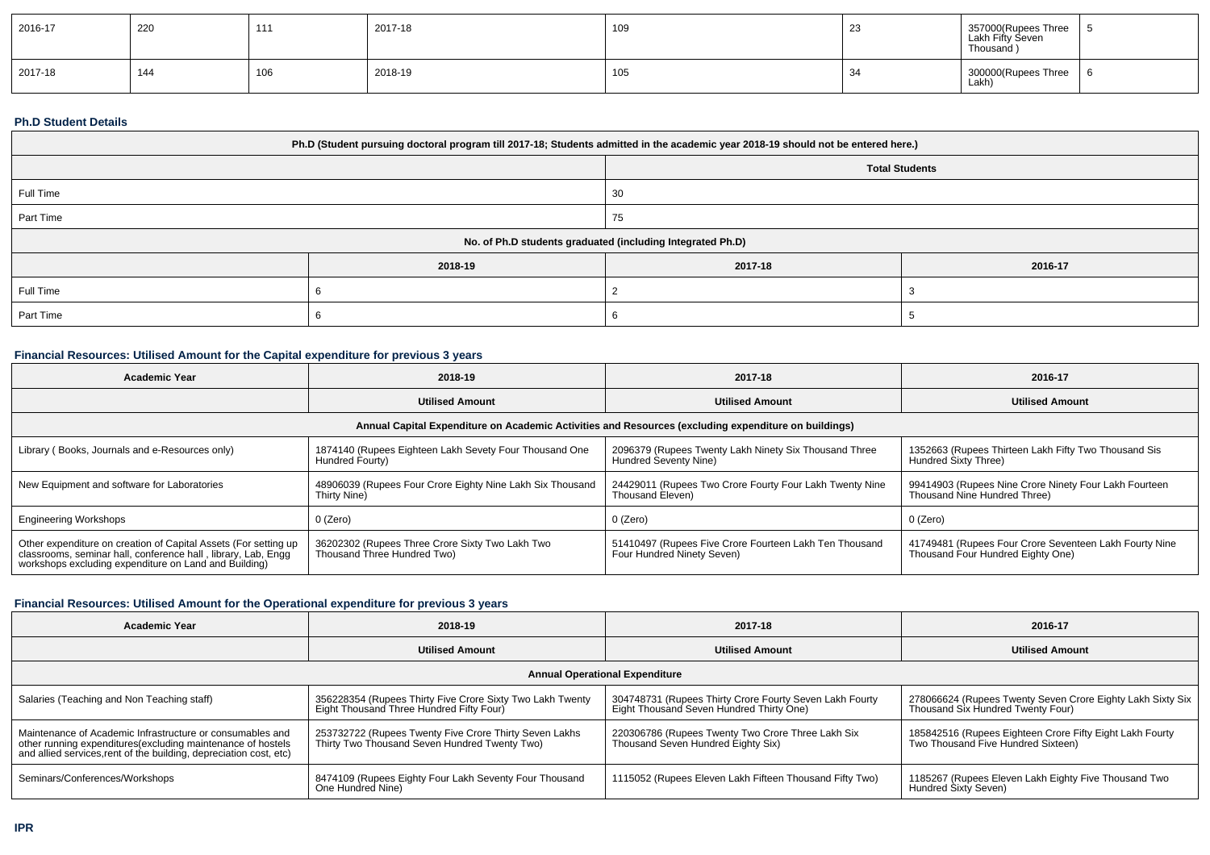| 2016-17 | 220 | 111 | 2017-18 | 109 | 23 | 357000(Rupees Three Lakh Fifty Seven Thousand ) | 5 |
|---|---|---|---|---|---|---|---|
| 2017-18 | 144 | 106 | 2018-19 | 105 | 34 | 300000(Rupees Three Lakh) | 6 |

**Ph.D Student Details**

| Ph.D (Student pursuing doctoral program till 2017-18; Students admitted in the academic year 2018-19 should not be entered here.) | | | |
|---|---|---|---|
| | | Total Students | |
| Full Time | | 30 | |
| Part Time | | 75 | |
| No. of Ph.D students graduated (including Integrated Ph.D) | | | |
| | 2018-19 | 2017-18 | 2016-17 |
| Full Time | 6 | 2 | 3 |
| Part Time | 6 | 6 | 5 |

### Financial Resources: Utilised Amount for the Capital expenditure for previous 3 years

| Academic Year | 2018-19 | 2017-18 | 2016-17 |
|---|---|---|---|
| | Utilised Amount | Utilised Amount | Utilised Amount |
| Annual Capital Expenditure on Academic Activities and Resources (excluding expenditure on buildings) | | | |
| Library ( Books, Journals and e-Resources only) | 1874140 (Rupees Eighteen Lakh Sevety Four Thousand One Hundred Fourty) | 2096379 (Rupees Twenty Lakh Ninety Six Thousand Three Hundred Seventy Nine) | 1352663 (Rupees Thirteen Lakh Fifty Two Thousand Sis Hundred Sixty Three) |
| New Equipment and software for Laboratories | 48906039 (Rupees Four Crore Eighty Nine Lakh Six Thousand Thirty Nine) | 24429011 (Rupees Two Crore Fourty Four Lakh Twenty Nine Thousand Eleven) | 99414903 (Rupees Nine Crore Ninety Four Lakh Fourteen Thousand Nine Hundred Three) |
| Engineering Workshops | 0 (Zero) | 0 (Zero) | 0 (Zero) |
| Other expenditure on creation of Capital Assets (For setting up classrooms, seminar hall, conference hall , library, Lab, Engg workshops excluding expenditure on Land and Building) | 36202302 (Rupees Three Crore Sixty Two Lakh Two Thousand Three Hundred Two) | 51410497 (Rupees Five Crore Fourteen Lakh Ten Thousand Four Hundred Ninety Seven) | 41749481 (Rupees Four Crore Seventeen Lakh Fourty Nine Thousand Four Hundred Eighty One) |

### Financial Resources: Utilised Amount for the Operational expenditure for previous 3 years

| Academic Year | 2018-19 | 2017-18 | 2016-17 |
|---|---|---|---|
| | Utilised Amount | Utilised Amount | Utilised Amount |
| Annual Operational Expenditure | | | |
| Salaries (Teaching and Non Teaching staff) | 356228354 (Rupees Thirty Five Crore Sixty Two Lakh Twenty Eight Thousand Three Hundred Fifty Four) | 304748731 (Rupees Thirty Crore Fourty Seven Lakh Fourty Eight Thousand Seven Hundred Thirty One) | 278066624 (Rupees Twenty Seven Crore Eighty Lakh Sixty Six Thousand Six Hundred Twenty Four) |
| Maintenance of Academic Infrastructure or consumables and other running expenditures(excluding maintenance of hostels and allied services,rent of the building, depreciation cost, etc) | 253732722 (Rupees Twenty Five Crore Thirty Seven Lakhs Thirty Two Thousand Seven Hundred Twenty Two) | 220306786 (Rupees Twenty Two Crore Three Lakh Six Thousand Seven Hundred Eighty Six) | 185842516 (Rupees Eighteen Crore Fifty Eight Lakh Fourty Two Thousand Five Hundred Sixteen) |
| Seminars/Conferences/Workshops | 8474109 (Rupees Eighty Four Lakh Seventy Four Thousand One Hundred Nine) | 1115052 (Rupees Eleven Lakh Fifteen Thousand Fifty Two) | 1185267 (Rupees Eleven Lakh Eighty Five Thousand Two Hundred Sixty Seven) |

**IPR**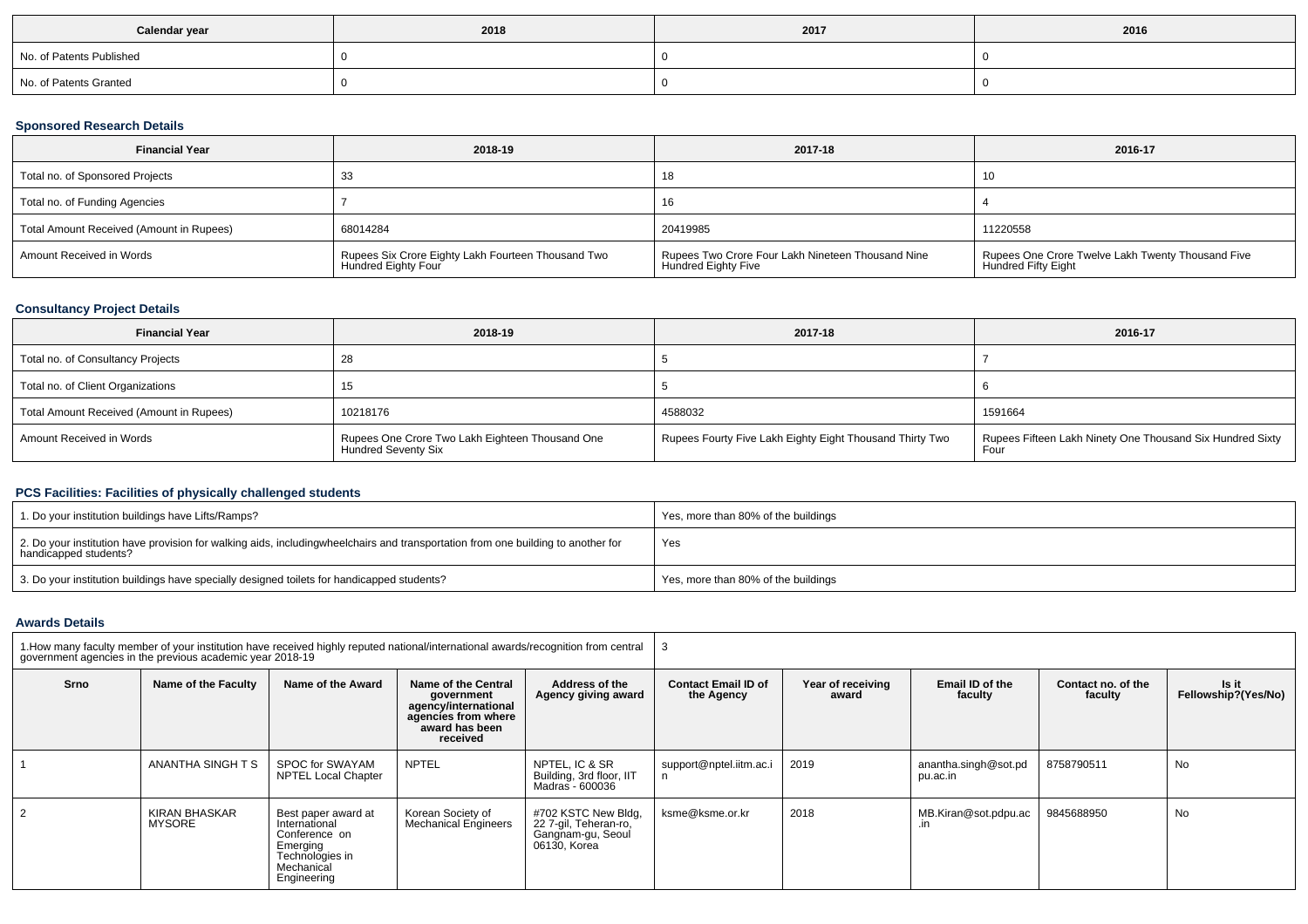| Calendar year | 2018 | 2017 | 2016 |
|---|---|---|---|
| No. of Patents Published | 0 | 0 | 0 |
| No. of Patents Granted | 0 | 0 | 0 |

### Sponsored Research Details

| Financial Year | 2018-19 | 2017-18 | 2016-17 |
|---|---|---|---|
| Total no. of Sponsored Projects | 33 | 18 | 10 |
| Total no. of Funding Agencies | 7 | 16 | 4 |
| Total Amount Received (Amount in Rupees) | 68014284 | 20419985 | 11220558 |
| Amount Received in Words | Rupees Six Crore Eighty Lakh Fourteen Thousand Two Hundred Eighty Four | Rupees Two Crore Four Lakh Nineteen Thousand Nine Hundred Eighty Five | Rupees One Crore Twelve Lakh Twenty Thousand Five Hundred Fifty Eight |

### Consultancy Project Details

| Financial Year | 2018-19 | 2017-18 | 2016-17 |
|---|---|---|---|
| Total no. of Consultancy Projects | 28 | 5 | 7 |
| Total no. of Client Organizations | 15 | 5 | 6 |
| Total Amount Received (Amount in Rupees) | 10218176 | 4588032 | 1591664 |
| Amount Received in Words | Rupees One Crore Two Lakh Eighteen Thousand One Hundred Seventy Six | Rupees Fourty Five Lakh Eighty Eight Thousand Thirty Two | Rupees Fifteen Lakh Ninety One Thousand Six Hundred Sixty Four |

### PCS Facilities: Facilities of physically challenged students

| | |
|---|---|
| 1. Do your institution buildings have Lifts/Ramps? | Yes, more than 80% of the buildings |
| 2. Do your institution have provision for walking aids, includingwheelchairs and transportation from one building to another for handicapped students? | Yes |
| 3. Do your institution buildings have specially designed toilets for handicapped students? | Yes, more than 80% of the buildings |

### Awards Details

| 1.How many faculty member of your institution have received highly reputed national/international awards/recognition from central government agencies in the previous academic year 2018-19 | | | | | 3 | | | | |
|---|---|---|---|---|---|---|---|---|---|
| Srno | Name of the Faculty | Name of the Award | Name of the Central government agency/international agencies from where award has been received | Address of the Agency giving award | Contact Email ID of the Agency | Year of receiving award | Email ID of the faculty | Contact no. of the faculty | Is it Fellowship?(Yes/No) |
| 1 | ANANTHA SINGH T S | SPOC for SWAYAM NPTEL Local Chapter | NPTEL | NPTEL, IC & SR Building, 3rd floor, IIT Madras - 600036 | support@nptel.iitm.ac.in | 2019 | anantha.singh@sot.pdpu.ac.in | 8758790511 | No |
| 2 | KIRAN BHASKAR MYSORE | Best paper award at International Conference on Emerging Technologies in Mechanical Engineering | Korean Society of Mechanical Engineers | #702 KSTC New Bldg, 22 7-gil, Teheran-ro, Gangnam-gu, Seoul 06130, Korea | ksme@ksme.or.kr | 2018 | MB.Kiran@sot.pdpu.ac.in | 9845688950 | No |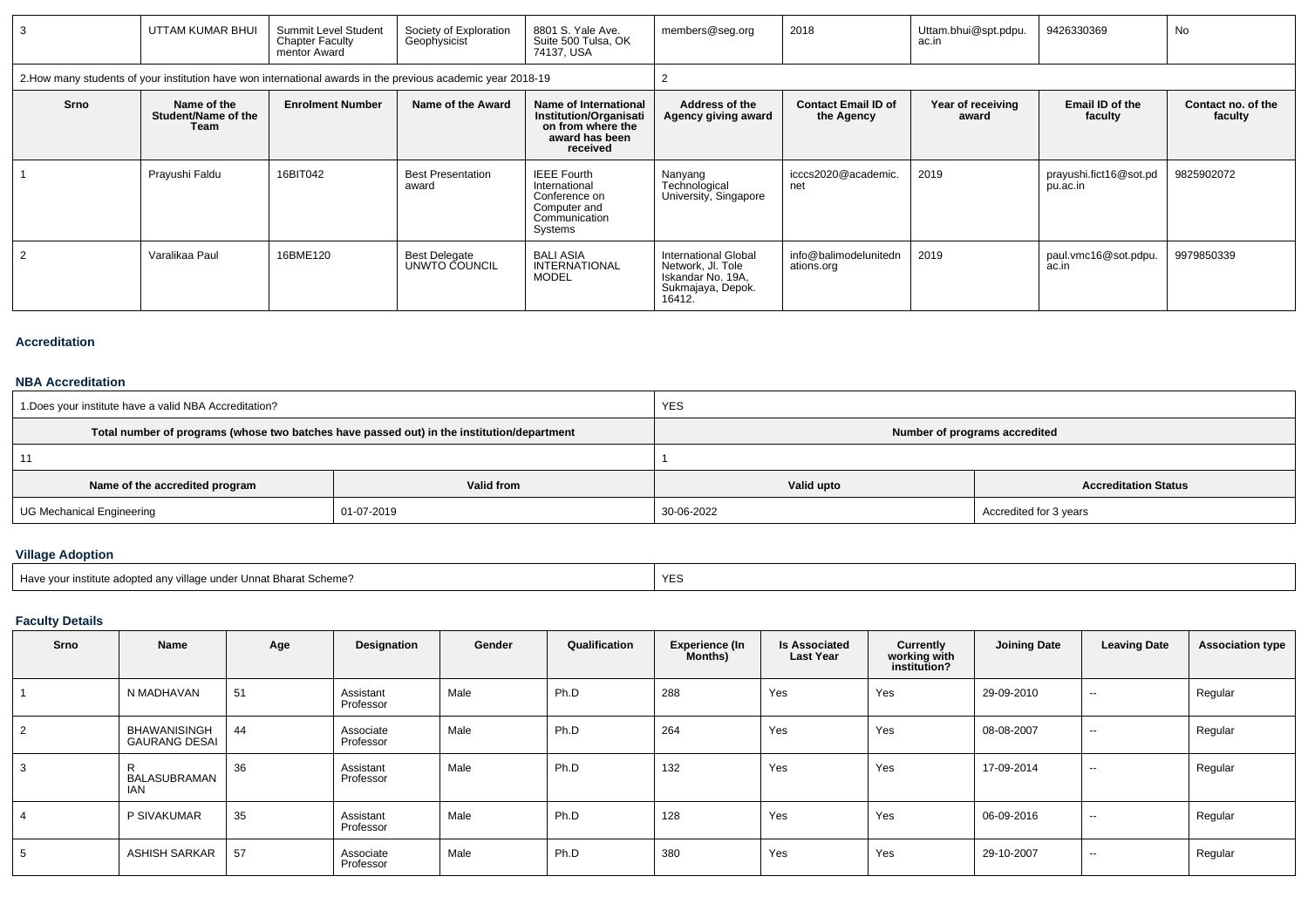| 3 | UTTAM KUMAR BHUI | Summit Level Student Chapter Faculty mentor Award | Society of Exploration Geophysicist | 8801 S. Yale Ave. Suite 500 Tulsa, OK 74137, USA | members@seg.org | 2018 | Uttam.bhui@spt.pdpu.ac.in | 9426330369 | No |
|---|---|---|---|---|---|---|---|---|---|

| 2.How many students of your institution have won international awards in the previous academic year 2018-19 | 2 |
|---|---|

| Srno | Name of the Student/Name of the Team | Enrolment Number | Name of the Award | Name of International Institution/Organisation from where the award has been received | Address of the Agency giving award | Contact Email ID of the Agency | Year of receiving award | Email ID of the faculty | Contact no. of the faculty |
|---|---|---|---|---|---|---|---|---|---|
| 1 | Prayushi Faldu | 16BIT042 | Best Presentation award | IEEE Fourth International Conference on Computer and Communication Systems | Nanyang Technological University, Singapore | icccs2020@academic.net | 2019 | prayushi.fict16@sot.pdpu.ac.in | 9825902072 |
| 2 | Varalikaa Paul | 16BME120 | Best Delegate UNWTO COUNCIL | BALI ASIA INTERNATIONAL MODEL | International Global Network, Jl. Tole Iskandar No. 19A, Sukmajaya, Depok. 16412. | info@balimodelunitednations.org | 2019 | paul.vmc16@sot.pdpu.ac.in | 9979850339 |

## Accreditation

### NBA Accreditation

| 1.Does your institute have a valid NBA Accreditation? | YES |
|---|---|
| **Total number of programs (whose two batches have passed out) in the institution/department** | **Number of programs accredited** |
| 11 | 1 |

| Name of the accredited program | Valid from | Valid upto | Accreditation Status |
|---|---|---|---|
| UG Mechanical Engineering | 01-07-2019 | 30-06-2022 | Accredited for 3 years |

### Village Adoption

| Have your institute adopted any village under Unnat Bharat Scheme? | YES |
|---|---|

### Faculty Details

| Srno | Name | Age | Designation | Gender | Qualification | Experience (In Months) | Is Associated Last Year | Currently working with institution? | Joining Date | Leaving Date | Association type |
|---|---|---|---|---|---|---|---|---|---|---|---|
| 1 | N MADHAVAN | 51 | Assistant Professor | Male | Ph.D | 288 | Yes | Yes | 29-09-2010 | -- | Regular |
| 2 | BHAWANISINGH GAURANG DESAI | 44 | Associate Professor | Male | Ph.D | 264 | Yes | Yes | 08-08-2007 | -- | Regular |
| 3 | R BALASUBRAMANIAN | 36 | Assistant Professor | Male | Ph.D | 132 | Yes | Yes | 17-09-2014 | -- | Regular |
| 4 | P SIVAKUMAR | 35 | Assistant Professor | Male | Ph.D | 128 | Yes | Yes | 06-09-2016 | -- | Regular |
| 5 | ASHISH SARKAR | 57 | Associate Professor | Male | Ph.D | 380 | Yes | Yes | 29-10-2007 | -- | Regular |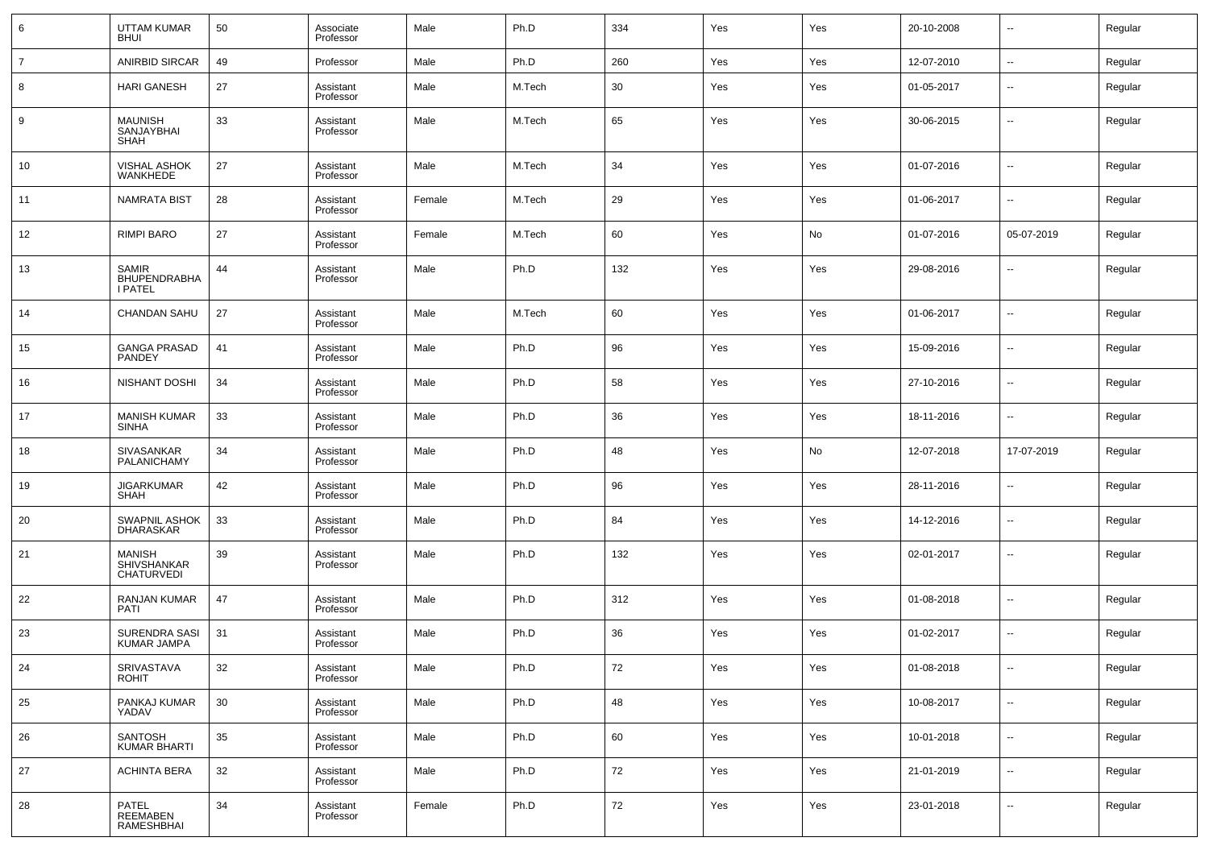| 6 | UTTAM KUMAR BHUI | 50 | Associate Professor | Male | Ph.D | 334 | Yes | Yes | 20-10-2008 | -- | Regular |
|---|---|---|---|---|---|---|---|---|---|---|---|
| 7 | ANIRBID SIRCAR | 49 | Professor | Male | Ph.D | 260 | Yes | Yes | 12-07-2010 | -- | Regular |
| 8 | HARI GANESH | 27 | Assistant Professor | Male | M.Tech | 30 | Yes | Yes | 01-05-2017 | -- | Regular |
| 9 | MAUNISH SANJAYBHAI SHAH | 33 | Assistant Professor | Male | M.Tech | 65 | Yes | Yes | 30-06-2015 | -- | Regular |
| 10 | VISHAL ASHOK WANKHEDE | 27 | Assistant Professor | Male | M.Tech | 34 | Yes | Yes | 01-07-2016 | -- | Regular |
| 11 | NAMRATA BIST | 28 | Assistant Professor | Female | M.Tech | 29 | Yes | Yes | 01-06-2017 | -- | Regular |
| 12 | RIMPI BARO | 27 | Assistant Professor | Female | M.Tech | 60 | Yes | No | 01-07-2016 | 05-07-2019 | Regular |
| 13 | SAMIR BHUPENDRABHAI PATEL | 44 | Assistant Professor | Male | Ph.D | 132 | Yes | Yes | 29-08-2016 | -- | Regular |
| 14 | CHANDAN SAHU | 27 | Assistant Professor | Male | M.Tech | 60 | Yes | Yes | 01-06-2017 | -- | Regular |
| 15 | GANGA PRASAD PANDEY | 41 | Assistant Professor | Male | Ph.D | 96 | Yes | Yes | 15-09-2016 | -- | Regular |
| 16 | NISHANT DOSHI | 34 | Assistant Professor | Male | Ph.D | 58 | Yes | Yes | 27-10-2016 | -- | Regular |
| 17 | MANISH KUMAR SINHA | 33 | Assistant Professor | Male | Ph.D | 36 | Yes | Yes | 18-11-2016 | -- | Regular |
| 18 | SIVASANKAR PALANICHAMY | 34 | Assistant Professor | Male | Ph.D | 48 | Yes | No | 12-07-2018 | 17-07-2019 | Regular |
| 19 | JIGARKUMAR SHAH | 42 | Assistant Professor | Male | Ph.D | 96 | Yes | Yes | 28-11-2016 | -- | Regular |
| 20 | SWAPNIL ASHOK DHARASKAR | 33 | Assistant Professor | Male | Ph.D | 84 | Yes | Yes | 14-12-2016 | -- | Regular |
| 21 | MANISH SHIVSHANKAR CHATURVEDI | 39 | Assistant Professor | Male | Ph.D | 132 | Yes | Yes | 02-01-2017 | -- | Regular |
| 22 | RANJAN KUMAR PATI | 47 | Assistant Professor | Male | Ph.D | 312 | Yes | Yes | 01-08-2018 | -- | Regular |
| 23 | SURENDRA SASI KUMAR JAMPA | 31 | Assistant Professor | Male | Ph.D | 36 | Yes | Yes | 01-02-2017 | -- | Regular |
| 24 | SRIVASTAVA ROHIT | 32 | Assistant Professor | Male | Ph.D | 72 | Yes | Yes | 01-08-2018 | -- | Regular |
| 25 | PANKAJ KUMAR YADAV | 30 | Assistant Professor | Male | Ph.D | 48 | Yes | Yes | 10-08-2017 | -- | Regular |
| 26 | SANTOSH KUMAR BHARTI | 35 | Assistant Professor | Male | Ph.D | 60 | Yes | Yes | 10-01-2018 | -- | Regular |
| 27 | ACHINTA BERA | 32 | Assistant Professor | Male | Ph.D | 72 | Yes | Yes | 21-01-2019 | -- | Regular |
| 28 | PATEL REEMABEN RAMESHBHAI | 34 | Assistant Professor | Female | Ph.D | 72 | Yes | Yes | 23-01-2018 | -- | Regular |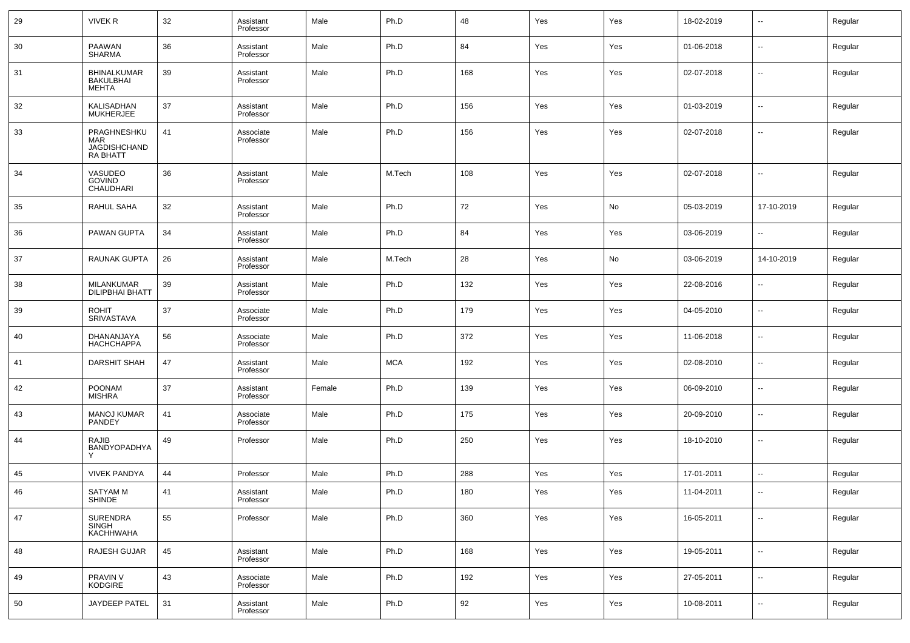| 29 | VIVEK R | 32 | Assistant Professor | Male | Ph.D | 48 | Yes | Yes | 18-02-2019 | -- | Regular |
|---|---|---|---|---|---|---|---|---|---|---|---|
| 30 | PAAWAN SHARMA | 36 | Assistant Professor | Male | Ph.D | 84 | Yes | Yes | 01-06-2018 | -- | Regular |
| 31 | BHINALKUMAR BAKULBHAI MEHTA | 39 | Assistant Professor | Male | Ph.D | 168 | Yes | Yes | 02-07-2018 | -- | Regular |
| 32 | KALISADHAN MUKHERJEE | 37 | Assistant Professor | Male | Ph.D | 156 | Yes | Yes | 01-03-2019 | -- | Regular |
| 33 | PRAGHNESHKUMAR JAGDISHCHANDRA BHATT | 41 | Associate Professor | Male | Ph.D | 156 | Yes | Yes | 02-07-2018 | -- | Regular |
| 34 | VASUDEO GOVIND CHAUDHARI | 36 | Assistant Professor | Male | M.Tech | 108 | Yes | Yes | 02-07-2018 | -- | Regular |
| 35 | RAHUL SAHA | 32 | Assistant Professor | Male | Ph.D | 72 | Yes | No | 05-03-2019 | 17-10-2019 | Regular |
| 36 | PAWAN GUPTA | 34 | Assistant Professor | Male | Ph.D | 84 | Yes | Yes | 03-06-2019 | -- | Regular |
| 37 | RAUNAK GUPTA | 26 | Assistant Professor | Male | M.Tech | 28 | Yes | No | 03-06-2019 | 14-10-2019 | Regular |
| 38 | MILANKUMAR DILIPBHAI BHATT | 39 | Assistant Professor | Male | Ph.D | 132 | Yes | Yes | 22-08-2016 | -- | Regular |
| 39 | ROHIT SRIVASTAVA | 37 | Associate Professor | Male | Ph.D | 179 | Yes | Yes | 04-05-2010 | -- | Regular |
| 40 | DHANANJAYA HACHCHAPPA | 56 | Associate Professor | Male | Ph.D | 372 | Yes | Yes | 11-06-2018 | -- | Regular |
| 41 | DARSHIT SHAH | 47 | Assistant Professor | Male | MCA | 192 | Yes | Yes | 02-08-2010 | -- | Regular |
| 42 | POONAM MISHRA | 37 | Assistant Professor | Female | Ph.D | 139 | Yes | Yes | 06-09-2010 | -- | Regular |
| 43 | MANOJ KUMAR PANDEY | 41 | Associate Professor | Male | Ph.D | 175 | Yes | Yes | 20-09-2010 | -- | Regular |
| 44 | RAJIB BANDYOPADHYAY | 49 | Professor | Male | Ph.D | 250 | Yes | Yes | 18-10-2010 | -- | Regular |
| 45 | VIVEK PANDYA | 44 | Professor | Male | Ph.D | 288 | Yes | Yes | 17-01-2011 | -- | Regular |
| 46 | SATYAM M SHINDE | 41 | Assistant Professor | Male | Ph.D | 180 | Yes | Yes | 11-04-2011 | -- | Regular |
| 47 | SURENDRA SINGH KACHHWAHA | 55 | Professor | Male | Ph.D | 360 | Yes | Yes | 16-05-2011 | -- | Regular |
| 48 | RAJESH GUJAR | 45 | Assistant Professor | Male | Ph.D | 168 | Yes | Yes | 19-05-2011 | -- | Regular |
| 49 | PRAVIN V KODGIRE | 43 | Associate Professor | Male | Ph.D | 192 | Yes | Yes | 27-05-2011 | -- | Regular |
| 50 | JAYDEEP PATEL | 31 | Assistant Professor | Male | Ph.D | 92 | Yes | Yes | 10-08-2011 | -- | Regular |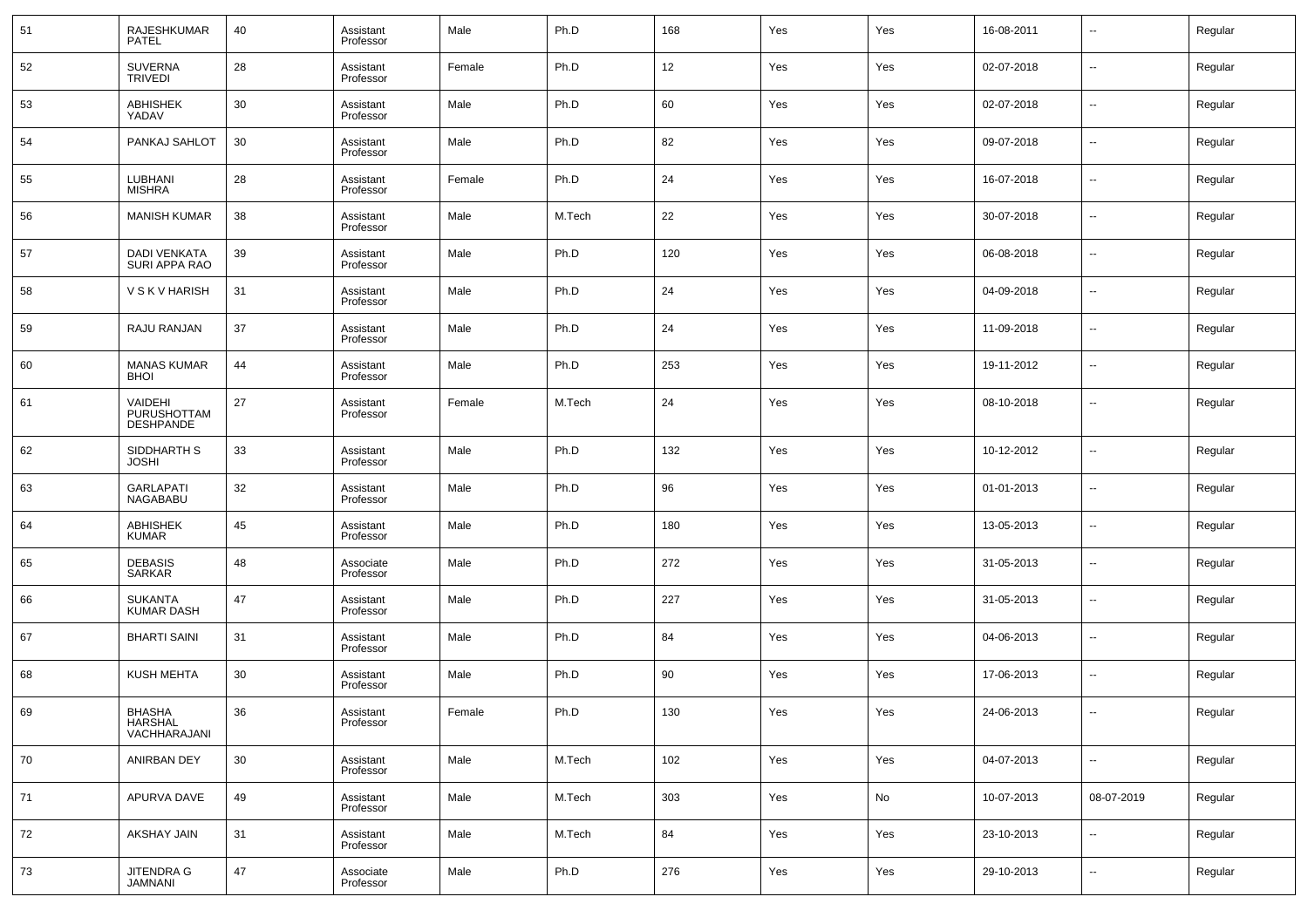| 51 | RAJESHKUMAR PATEL | 40 | Assistant Professor | Male | Ph.D | 168 | Yes | Yes | 16-08-2011 | -- | Regular |
|---|---|---|---|---|---|---|---|---|---|---|---|
| 52 | SUVERNA TRIVEDI | 28 | Assistant Professor | Female | Ph.D | 12 | Yes | Yes | 02-07-2018 | -- | Regular |
| 53 | ABHISHEK YADAV | 30 | Assistant Professor | Male | Ph.D | 60 | Yes | Yes | 02-07-2018 | -- | Regular |
| 54 | PANKAJ SAHLOT | 30 | Assistant Professor | Male | Ph.D | 82 | Yes | Yes | 09-07-2018 | -- | Regular |
| 55 | LUBHANI MISHRA | 28 | Assistant Professor | Female | Ph.D | 24 | Yes | Yes | 16-07-2018 | -- | Regular |
| 56 | MANISH KUMAR | 38 | Assistant Professor | Male | M.Tech | 22 | Yes | Yes | 30-07-2018 | -- | Regular |
| 57 | DADI VENKATA SURI APPA RAO | 39 | Assistant Professor | Male | Ph.D | 120 | Yes | Yes | 06-08-2018 | -- | Regular |
| 58 | V S K V HARISH | 31 | Assistant Professor | Male | Ph.D | 24 | Yes | Yes | 04-09-2018 | -- | Regular |
| 59 | RAJU RANJAN | 37 | Assistant Professor | Male | Ph.D | 24 | Yes | Yes | 11-09-2018 | -- | Regular |
| 60 | MANAS KUMAR BHOI | 44 | Assistant Professor | Male | Ph.D | 253 | Yes | Yes | 19-11-2012 | -- | Regular |
| 61 | VAIDEHI PURUSHOTTAM DESHPANDE | 27 | Assistant Professor | Female | M.Tech | 24 | Yes | Yes | 08-10-2018 | -- | Regular |
| 62 | SIDDHARTH S JOSHI | 33 | Assistant Professor | Male | Ph.D | 132 | Yes | Yes | 10-12-2012 | -- | Regular |
| 63 | GARLAPATI NAGABABU | 32 | Assistant Professor | Male | Ph.D | 96 | Yes | Yes | 01-01-2013 | -- | Regular |
| 64 | ABHISHEK KUMAR | 45 | Assistant Professor | Male | Ph.D | 180 | Yes | Yes | 13-05-2013 | -- | Regular |
| 65 | DEBASIS SARKAR | 48 | Associate Professor | Male | Ph.D | 272 | Yes | Yes | 31-05-2013 | -- | Regular |
| 66 | SUKANTA KUMAR DASH | 47 | Assistant Professor | Male | Ph.D | 227 | Yes | Yes | 31-05-2013 | -- | Regular |
| 67 | BHARTI SAINI | 31 | Assistant Professor | Male | Ph.D | 84 | Yes | Yes | 04-06-2013 | -- | Regular |
| 68 | KUSH MEHTA | 30 | Assistant Professor | Male | Ph.D | 90 | Yes | Yes | 17-06-2013 | -- | Regular |
| 69 | BHASHA HARSHAL VACHHARAJANI | 36 | Assistant Professor | Female | Ph.D | 130 | Yes | Yes | 24-06-2013 | -- | Regular |
| 70 | ANIRBAN DEY | 30 | Assistant Professor | Male | M.Tech | 102 | Yes | Yes | 04-07-2013 | -- | Regular |
| 71 | APURVA DAVE | 49 | Assistant Professor | Male | M.Tech | 303 | Yes | No | 10-07-2013 | 08-07-2019 | Regular |
| 72 | AKSHAY JAIN | 31 | Assistant Professor | Male | M.Tech | 84 | Yes | Yes | 23-10-2013 | -- | Regular |
| 73 | JITENDRA G JAMNANI | 47 | Associate Professor | Male | Ph.D | 276 | Yes | Yes | 29-10-2013 | -- | Regular |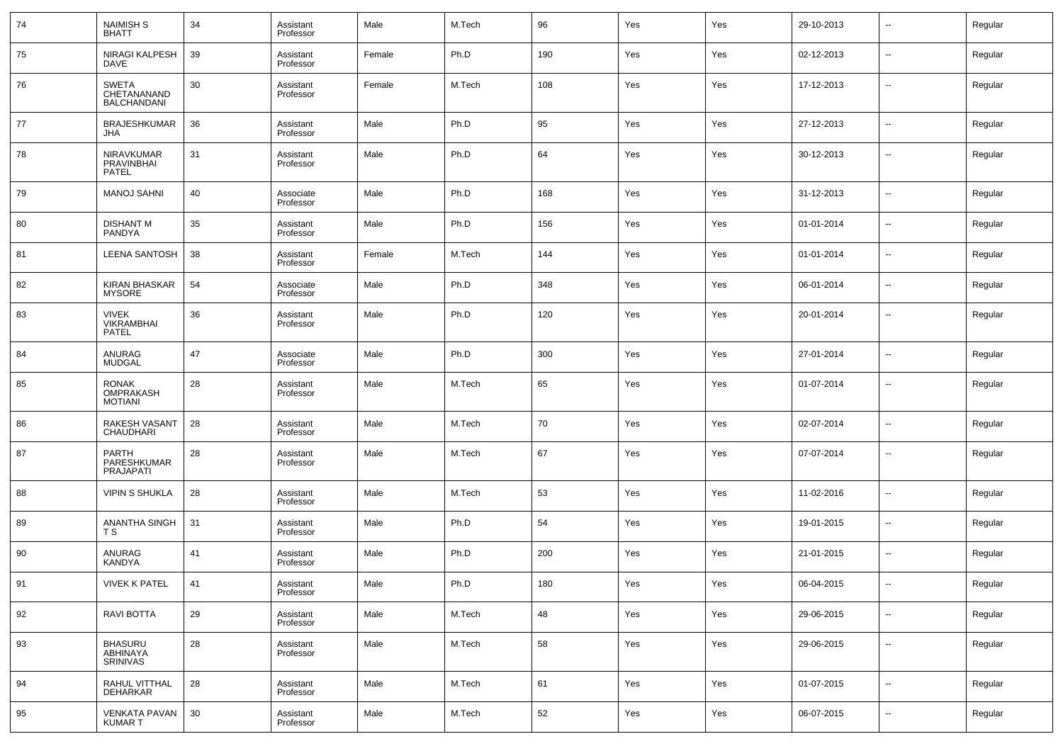| 74 | NAIMISH S BHATT | 34 | Assistant Professor | Male | M.Tech | 96 | Yes | Yes | 29-10-2013 | -- | Regular |
|---|---|---|---|---|---|---|---|---|---|---|---|
| 75 | NIRAGI KALPESH DAVE | 39 | Assistant Professor | Female | Ph.D | 190 | Yes | Yes | 02-12-2013 | -- | Regular |
| 76 | SWETA CHETANANAND BALCHANDANI | 30 | Assistant Professor | Female | M.Tech | 108 | Yes | Yes | 17-12-2013 | -- | Regular |
| 77 | BRAJESHKUMAR JHA | 36 | Assistant Professor | Male | Ph.D | 95 | Yes | Yes | 27-12-2013 | -- | Regular |
| 78 | NIRAVKUMAR PRAVINBHAI PATEL | 31 | Assistant Professor | Male | Ph.D | 64 | Yes | Yes | 30-12-2013 | -- | Regular |
| 79 | MANOJ SAHNI | 40 | Associate Professor | Male | Ph.D | 168 | Yes | Yes | 31-12-2013 | -- | Regular |
| 80 | DISHANT M PANDYA | 35 | Assistant Professor | Male | Ph.D | 156 | Yes | Yes | 01-01-2014 | -- | Regular |
| 81 | LEENA SANTOSH | 38 | Assistant Professor | Female | M.Tech | 144 | Yes | Yes | 01-01-2014 | -- | Regular |
| 82 | KIRAN BHASKAR MYSORE | 54 | Associate Professor | Male | Ph.D | 348 | Yes | Yes | 06-01-2014 | -- | Regular |
| 83 | VIVEK VIKRAMBHAI PATEL | 36 | Assistant Professor | Male | Ph.D | 120 | Yes | Yes | 20-01-2014 | -- | Regular |
| 84 | ANURAG MUDGAL | 47 | Associate Professor | Male | Ph.D | 300 | Yes | Yes | 27-01-2014 | -- | Regular |
| 85 | RONAK OMPRAKASH MOTIANI | 28 | Assistant Professor | Male | M.Tech | 65 | Yes | Yes | 01-07-2014 | -- | Regular |
| 86 | RAKESH VASANT CHAUDHARI | 28 | Assistant Professor | Male | M.Tech | 70 | Yes | Yes | 02-07-2014 | -- | Regular |
| 87 | PARTH PARESHKUMAR PRAJAPATI | 28 | Assistant Professor | Male | M.Tech | 67 | Yes | Yes | 07-07-2014 | -- | Regular |
| 88 | VIPIN S SHUKLA | 28 | Assistant Professor | Male | M.Tech | 53 | Yes | Yes | 11-02-2016 | -- | Regular |
| 89 | ANANTHA SINGH T S | 31 | Assistant Professor | Male | Ph.D | 54 | Yes | Yes | 19-01-2015 | -- | Regular |
| 90 | ANURAG KANDYA | 41 | Assistant Professor | Male | Ph.D | 200 | Yes | Yes | 21-01-2015 | -- | Regular |
| 91 | VIVEK K PATEL | 41 | Assistant Professor | Male | Ph.D | 180 | Yes | Yes | 06-04-2015 | -- | Regular |
| 92 | RAVI BOTTA | 29 | Assistant Professor | Male | M.Tech | 48 | Yes | Yes | 29-06-2015 | -- | Regular |
| 93 | BHASURU ABHINAYA SRINIVAS | 28 | Assistant Professor | Male | M.Tech | 58 | Yes | Yes | 29-06-2015 | -- | Regular |
| 94 | RAHUL VITTHAL DEHARKAR | 28 | Assistant Professor | Male | M.Tech | 61 | Yes | Yes | 01-07-2015 | -- | Regular |
| 95 | VENKATA PAVAN KUMAR T | 30 | Assistant Professor | Male | M.Tech | 52 | Yes | Yes | 06-07-2015 | -- | Regular |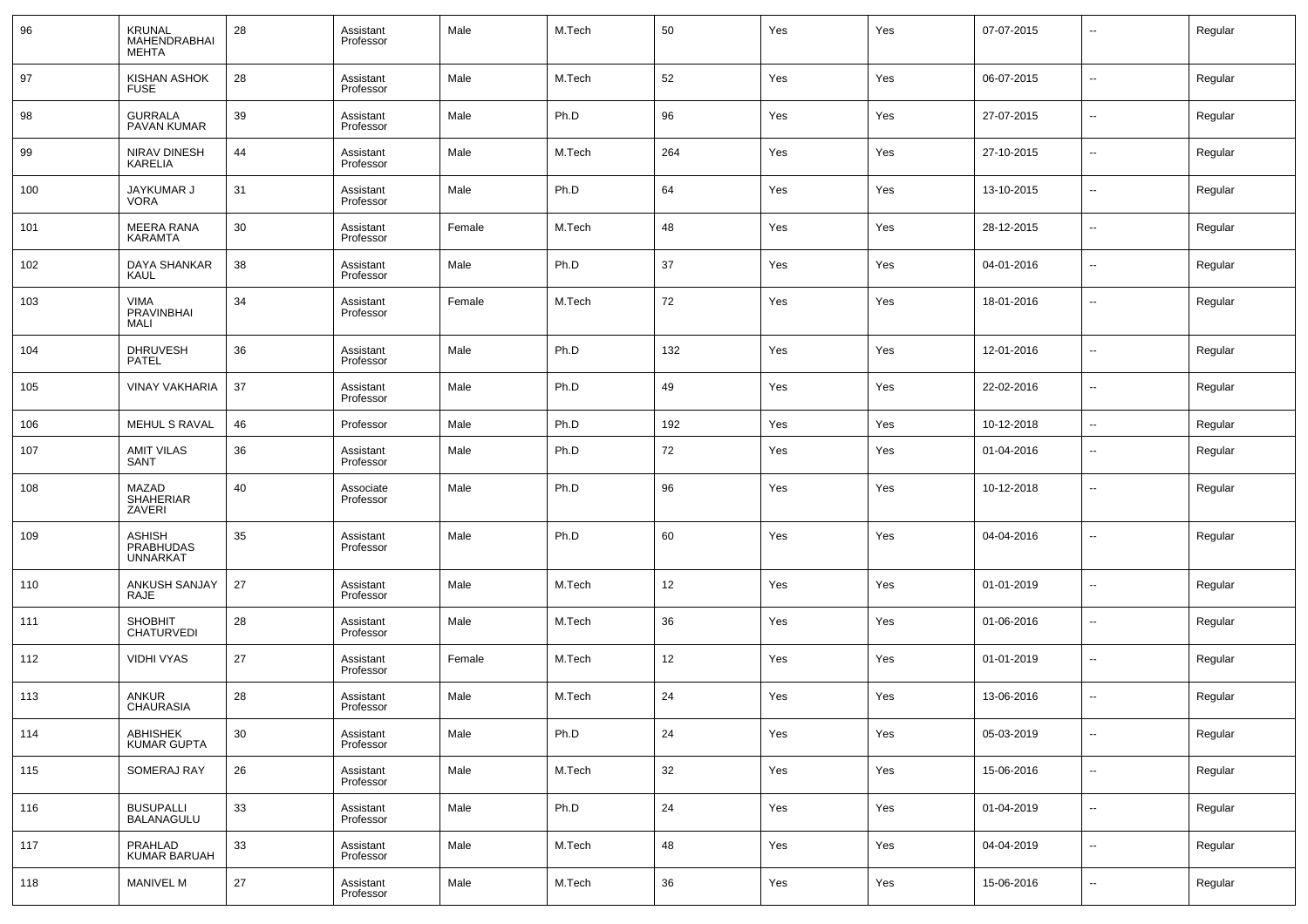| 96 | KRUNAL MAHENDRABHAI MEHTA | 28 | Assistant Professor | Male | M.Tech | 50 | Yes | Yes | 07-07-2015 | -- | Regular |
|---|---|---|---|---|---|---|---|---|---|---|---|
| 97 | KISHAN ASHOK FUSE | 28 | Assistant Professor | Male | M.Tech | 52 | Yes | Yes | 06-07-2015 | -- | Regular |
| 98 | GURRALA PAVAN KUMAR | 39 | Assistant Professor | Male | Ph.D | 96 | Yes | Yes | 27-07-2015 | -- | Regular |
| 99 | NIRAV DINESH KARELIA | 44 | Assistant Professor | Male | M.Tech | 264 | Yes | Yes | 27-10-2015 | -- | Regular |
| 100 | JAYKUMAR J VORA | 31 | Assistant Professor | Male | Ph.D | 64 | Yes | Yes | 13-10-2015 | -- | Regular |
| 101 | MEERA RANA KARAMTA | 30 | Assistant Professor | Female | M.Tech | 48 | Yes | Yes | 28-12-2015 | -- | Regular |
| 102 | DAYA SHANKAR KAUL | 38 | Assistant Professor | Male | Ph.D | 37 | Yes | Yes | 04-01-2016 | -- | Regular |
| 103 | VIMA PRAVINBHAI MALI | 34 | Assistant Professor | Female | M.Tech | 72 | Yes | Yes | 18-01-2016 | -- | Regular |
| 104 | DHRUVESH PATEL | 36 | Assistant Professor | Male | Ph.D | 132 | Yes | Yes | 12-01-2016 | -- | Regular |
| 105 | VINAY VAKHARIA | 37 | Assistant Professor | Male | Ph.D | 49 | Yes | Yes | 22-02-2016 | -- | Regular |
| 106 | MEHUL S RAVAL | 46 | Professor | Male | Ph.D | 192 | Yes | Yes | 10-12-2018 | -- | Regular |
| 107 | AMIT VILAS SANT | 36 | Assistant Professor | Male | Ph.D | 72 | Yes | Yes | 01-04-2016 | -- | Regular |
| 108 | MAZAD SHAHERIAR ZAVERI | 40 | Associate Professor | Male | Ph.D | 96 | Yes | Yes | 10-12-2018 | -- | Regular |
| 109 | ASHISH PRABHUDAS UNNARKAT | 35 | Assistant Professor | Male | Ph.D | 60 | Yes | Yes | 04-04-2016 | -- | Regular |
| 110 | ANKUSH SANJAY RAJE | 27 | Assistant Professor | Male | M.Tech | 12 | Yes | Yes | 01-01-2019 | -- | Regular |
| 111 | SHOBHIT CHATURVEDI | 28 | Assistant Professor | Male | M.Tech | 36 | Yes | Yes | 01-06-2016 | -- | Regular |
| 112 | VIDHI VYAS | 27 | Assistant Professor | Female | M.Tech | 12 | Yes | Yes | 01-01-2019 | -- | Regular |
| 113 | ANKUR CHAURASIA | 28 | Assistant Professor | Male | M.Tech | 24 | Yes | Yes | 13-06-2016 | -- | Regular |
| 114 | ABHISHEK KUMAR GUPTA | 30 | Assistant Professor | Male | Ph.D | 24 | Yes | Yes | 05-03-2019 | -- | Regular |
| 115 | SOMERAJ RAY | 26 | Assistant Professor | Male | M.Tech | 32 | Yes | Yes | 15-06-2016 | -- | Regular |
| 116 | BUSUPALLI BALANAGULU | 33 | Assistant Professor | Male | Ph.D | 24 | Yes | Yes | 01-04-2019 | -- | Regular |
| 117 | PRAHLAD KUMAR BARUAH | 33 | Assistant Professor | Male | M.Tech | 48 | Yes | Yes | 04-04-2019 | -- | Regular |
| 118 | MANIVEL M | 27 | Assistant Professor | Male | M.Tech | 36 | Yes | Yes | 15-06-2016 | -- | Regular |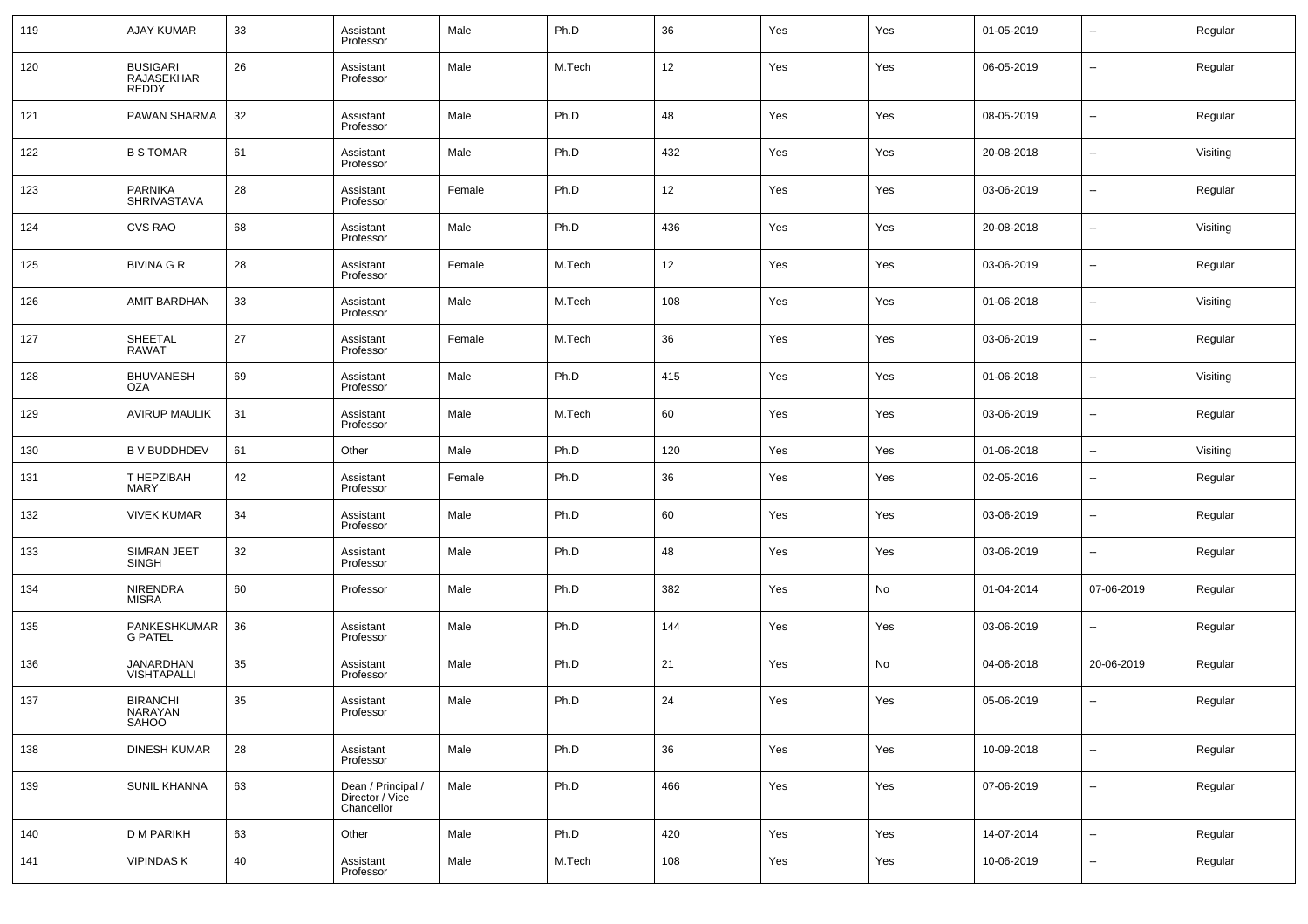| 119 | AJAY KUMAR | 33 | Assistant Professor | Male | Ph.D | 36 | Yes | Yes | 01-05-2019 | -- | Regular |
|---|---|---|---|---|---|---|---|---|---|---|---|
| 120 | BUSIGARI RAJASEKHAR REDDY | 26 | Assistant Professor | Male | M.Tech | 12 | Yes | Yes | 06-05-2019 | -- | Regular |
| 121 | PAWAN SHARMA | 32 | Assistant Professor | Male | Ph.D | 48 | Yes | Yes | 08-05-2019 | -- | Regular |
| 122 | B S TOMAR | 61 | Assistant Professor | Male | Ph.D | 432 | Yes | Yes | 20-08-2018 | -- | Visiting |
| 123 | PARNIKA SHRIVASTAVA | 28 | Assistant Professor | Female | Ph.D | 12 | Yes | Yes | 03-06-2019 | -- | Regular |
| 124 | CVS RAO | 68 | Assistant Professor | Male | Ph.D | 436 | Yes | Yes | 20-08-2018 | -- | Visiting |
| 125 | BIVINA G R | 28 | Assistant Professor | Female | M.Tech | 12 | Yes | Yes | 03-06-2019 | -- | Regular |
| 126 | AMIT BARDHAN | 33 | Assistant Professor | Male | M.Tech | 108 | Yes | Yes | 01-06-2018 | -- | Visiting |
| 127 | SHEETAL RAWAT | 27 | Assistant Professor | Female | M.Tech | 36 | Yes | Yes | 03-06-2019 | -- | Regular |
| 128 | BHUVANESH OZA | 69 | Assistant Professor | Male | Ph.D | 415 | Yes | Yes | 01-06-2018 | -- | Visiting |
| 129 | AVIRUP MAULIK | 31 | Assistant Professor | Male | M.Tech | 60 | Yes | Yes | 03-06-2019 | -- | Regular |
| 130 | B V BUDDHDEV | 61 | Other | Male | Ph.D | 120 | Yes | Yes | 01-06-2018 | -- | Visiting |
| 131 | T HEPZIBAH MARY | 42 | Assistant Professor | Female | Ph.D | 36 | Yes | Yes | 02-05-2016 | -- | Regular |
| 132 | VIVEK KUMAR | 34 | Assistant Professor | Male | Ph.D | 60 | Yes | Yes | 03-06-2019 | -- | Regular |
| 133 | SIMRAN JEET SINGH | 32 | Assistant Professor | Male | Ph.D | 48 | Yes | Yes | 03-06-2019 | -- | Regular |
| 134 | NIRENDRA MISRA | 60 | Professor | Male | Ph.D | 382 | Yes | No | 01-04-2014 | 07-06-2019 | Regular |
| 135 | PANKESHKUMAR G PATEL | 36 | Assistant Professor | Male | Ph.D | 144 | Yes | Yes | 03-06-2019 | -- | Regular |
| 136 | JANARDHAN VISHTAPALLI | 35 | Assistant Professor | Male | Ph.D | 21 | Yes | No | 04-06-2018 | 20-06-2019 | Regular |
| 137 | BIRANCHI NARAYAN SAHOO | 35 | Assistant Professor | Male | Ph.D | 24 | Yes | Yes | 05-06-2019 | -- | Regular |
| 138 | DINESH KUMAR | 28 | Assistant Professor | Male | Ph.D | 36 | Yes | Yes | 10-09-2018 | -- | Regular |
| 139 | SUNIL KHANNA | 63 | Dean / Principal / Director / Vice Chancellor | Male | Ph.D | 466 | Yes | Yes | 07-06-2019 | -- | Regular |
| 140 | D M PARIKH | 63 | Other | Male | Ph.D | 420 | Yes | Yes | 14-07-2014 | -- | Regular |
| 141 | VIPINDAS K | 40 | Assistant Professor | Male | M.Tech | 108 | Yes | Yes | 10-06-2019 | -- | Regular |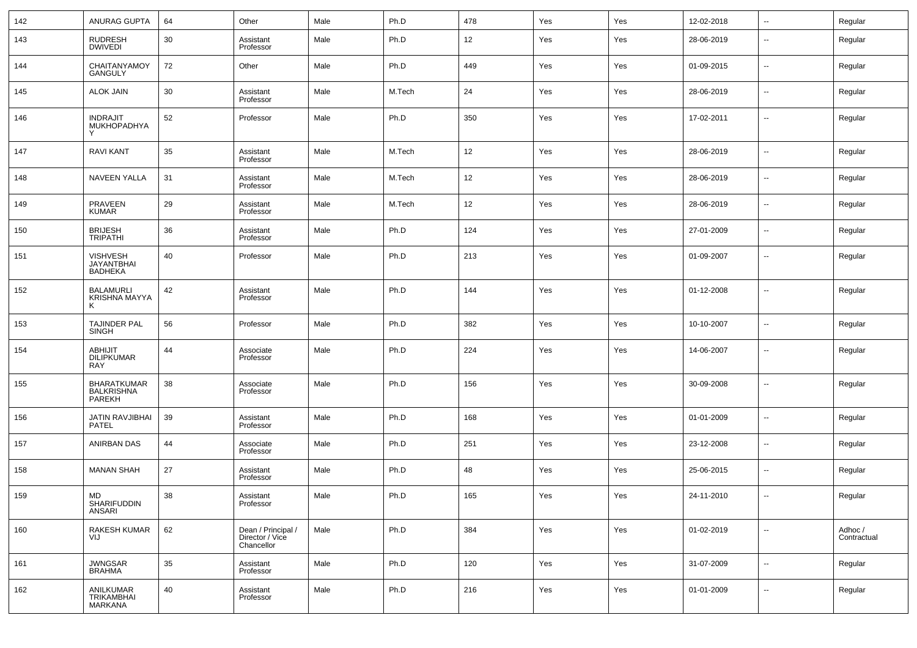| 142 | ANURAG GUPTA | 64 | Other | Male | Ph.D | 478 | Yes | Yes | 12-02-2018 | -- | Regular |
|---|---|---|---|---|---|---|---|---|---|---|---|
| 143 | RUDRESH DWIVEDI | 30 | Assistant Professor | Male | Ph.D | 12 | Yes | Yes | 28-06-2019 | -- | Regular |
| 144 | CHAITANYAMOY GANGULY | 72 | Other | Male | Ph.D | 449 | Yes | Yes | 01-09-2015 | -- | Regular |
| 145 | ALOK JAIN | 30 | Assistant Professor | Male | M.Tech | 24 | Yes | Yes | 28-06-2019 | -- | Regular |
| 146 | INDRAJIT MUKHOPADHYAY | 52 | Professor | Male | Ph.D | 350 | Yes | Yes | 17-02-2011 | -- | Regular |
| 147 | RAVI KANT | 35 | Assistant Professor | Male | M.Tech | 12 | Yes | Yes | 28-06-2019 | -- | Regular |
| 148 | NAVEEN YALLA | 31 | Assistant Professor | Male | M.Tech | 12 | Yes | Yes | 28-06-2019 | -- | Regular |
| 149 | PRAVEEN KUMAR | 29 | Assistant Professor | Male | M.Tech | 12 | Yes | Yes | 28-06-2019 | -- | Regular |
| 150 | BRIJESH TRIPATHI | 36 | Assistant Professor | Male | Ph.D | 124 | Yes | Yes | 27-01-2009 | -- | Regular |
| 151 | VISHVESH JAYANTBHAI BADHEKA | 40 | Professor | Male | Ph.D | 213 | Yes | Yes | 01-09-2007 | -- | Regular |
| 152 | BALAMURLI KRISHNA MAYYA K | 42 | Assistant Professor | Male | Ph.D | 144 | Yes | Yes | 01-12-2008 | -- | Regular |
| 153 | TAJINDER PAL SINGH | 56 | Professor | Male | Ph.D | 382 | Yes | Yes | 10-10-2007 | -- | Regular |
| 154 | ABHIJIT DILIPKUMAR RAY | 44 | Associate Professor | Male | Ph.D | 224 | Yes | Yes | 14-06-2007 | -- | Regular |
| 155 | BHARATKUMAR BALKRISHNA PAREKH | 38 | Associate Professor | Male | Ph.D | 156 | Yes | Yes | 30-09-2008 | -- | Regular |
| 156 | JATIN RAVJIBHAI PATEL | 39 | Assistant Professor | Male | Ph.D | 168 | Yes | Yes | 01-01-2009 | -- | Regular |
| 157 | ANIRBAN DAS | 44 | Associate Professor | Male | Ph.D | 251 | Yes | Yes | 23-12-2008 | -- | Regular |
| 158 | MANAN SHAH | 27 | Assistant Professor | Male | Ph.D | 48 | Yes | Yes | 25-06-2015 | -- | Regular |
| 159 | MD SHARIFUDDIN ANSARI | 38 | Assistant Professor | Male | Ph.D | 165 | Yes | Yes | 24-11-2010 | -- | Regular |
| 160 | RAKESH KUMAR VIJ | 62 | Dean / Principal / Director / Vice Chancellor | Male | Ph.D | 384 | Yes | Yes | 01-02-2019 | -- | Adhoc / Contractual |
| 161 | JWNGSAR BRAHMA | 35 | Assistant Professor | Male | Ph.D | 120 | Yes | Yes | 31-07-2009 | -- | Regular |
| 162 | ANILKUMAR TRIKAMBHAI MARKANA | 40 | Assistant Professor | Male | Ph.D | 216 | Yes | Yes | 01-01-2009 | -- | Regular |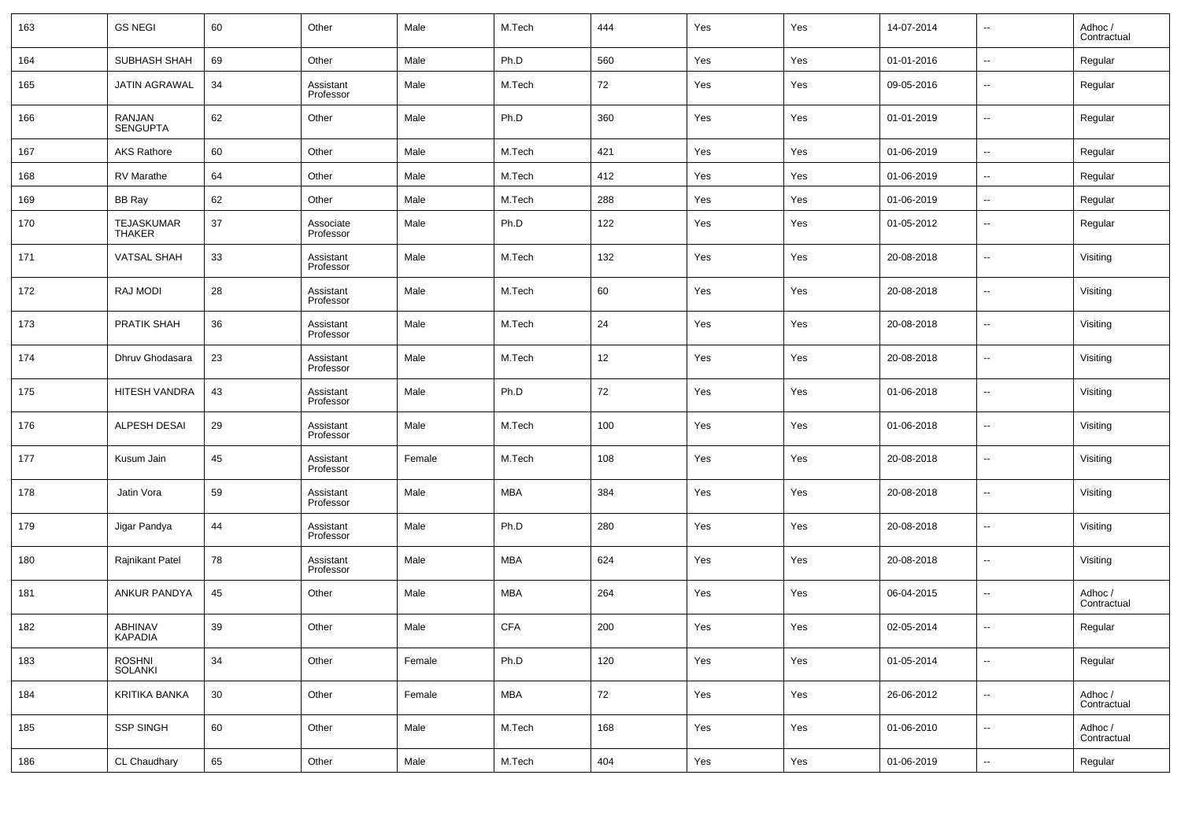| | | | | | | | | | | | |
|---|---|---|---|---|---|---|---|---|---|---|---|
| 163 | GS NEGI | 60 | Other | Male | M.Tech | 444 | Yes | Yes | 14-07-2014 | -- | Adhoc / Contractual |
| 164 | SUBHASH SHAH | 69 | Other | Male | Ph.D | 560 | Yes | Yes | 01-01-2016 | -- | Regular |
| 165 | JATIN AGRAWAL | 34 | Assistant Professor | Male | M.Tech | 72 | Yes | Yes | 09-05-2016 | -- | Regular |
| 166 | RANJAN SENGUPTA | 62 | Other | Male | Ph.D | 360 | Yes | Yes | 01-01-2019 | -- | Regular |
| 167 | AKS Rathore | 60 | Other | Male | M.Tech | 421 | Yes | Yes | 01-06-2019 | -- | Regular |
| 168 | RV Marathe | 64 | Other | Male | M.Tech | 412 | Yes | Yes | 01-06-2019 | -- | Regular |
| 169 | BB Ray | 62 | Other | Male | M.Tech | 288 | Yes | Yes | 01-06-2019 | -- | Regular |
| 170 | TEJASKUMAR THAKER | 37 | Associate Professor | Male | Ph.D | 122 | Yes | Yes | 01-05-2012 | -- | Regular |
| 171 | VATSAL SHAH | 33 | Assistant Professor | Male | M.Tech | 132 | Yes | Yes | 20-08-2018 | -- | Visiting |
| 172 | RAJ MODI | 28 | Assistant Professor | Male | M.Tech | 60 | Yes | Yes | 20-08-2018 | -- | Visiting |
| 173 | PRATIK SHAH | 36 | Assistant Professor | Male | M.Tech | 24 | Yes | Yes | 20-08-2018 | -- | Visiting |
| 174 | Dhruv Ghodasara | 23 | Assistant Professor | Male | M.Tech | 12 | Yes | Yes | 20-08-2018 | -- | Visiting |
| 175 | HITESH VANDRA | 43 | Assistant Professor | Male | Ph.D | 72 | Yes | Yes | 01-06-2018 | -- | Visiting |
| 176 | ALPESH DESAI | 29 | Assistant Professor | Male | M.Tech | 100 | Yes | Yes | 01-06-2018 | -- | Visiting |
| 177 | Kusum Jain | 45 | Assistant Professor | Female | M.Tech | 108 | Yes | Yes | 20-08-2018 | -- | Visiting |
| 178 | Jatin Vora | 59 | Assistant Professor | Male | MBA | 384 | Yes | Yes | 20-08-2018 | -- | Visiting |
| 179 | Jigar Pandya | 44 | Assistant Professor | Male | Ph.D | 280 | Yes | Yes | 20-08-2018 | -- | Visiting |
| 180 | Rajnikant Patel | 78 | Assistant Professor | Male | MBA | 624 | Yes | Yes | 20-08-2018 | -- | Visiting |
| 181 | ANKUR PANDYA | 45 | Other | Male | MBA | 264 | Yes | Yes | 06-04-2015 | -- | Adhoc / Contractual |
| 182 | ABHINAV KAPADIA | 39 | Other | Male | CFA | 200 | Yes | Yes | 02-05-2014 | -- | Regular |
| 183 | ROSHNI SOLANKI | 34 | Other | Female | Ph.D | 120 | Yes | Yes | 01-05-2014 | -- | Regular |
| 184 | KRITIKA BANKA | 30 | Other | Female | MBA | 72 | Yes | Yes | 26-06-2012 | -- | Adhoc / Contractual |
| 185 | SSP SINGH | 60 | Other | Male | M.Tech | 168 | Yes | Yes | 01-06-2010 | -- | Adhoc / Contractual |
| 186 | CL Chaudhary | 65 | Other | Male | M.Tech | 404 | Yes | Yes | 01-06-2019 | -- | Regular |